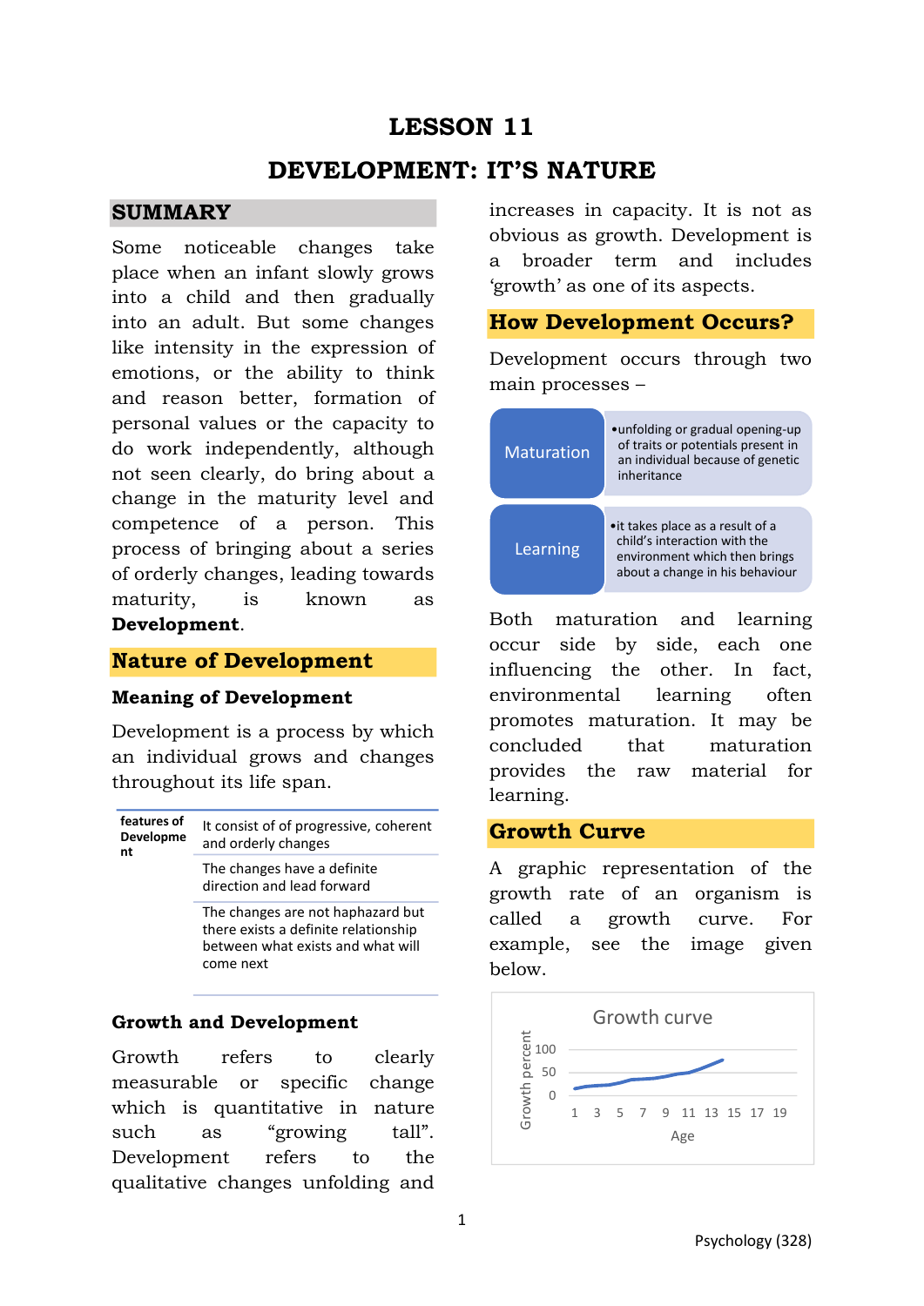# LESSON 11

# DEVELOPMENT: IT'S NATURE

## SUMMARY

Some noticeable changes take place when an infant slowly grows into a child and then gradually into an adult. But some changes like intensity in the expression of emotions, or the ability to think and reason better, formation of personal values or the capacity to do work independently, although not seen clearly, do bring about a change in the maturity level and competence of a person. This process of bringing about a series of orderly changes, leading towards maturity, is known as **Development**.

## Nature of Development

### Meaning of Development

Development is a process by which an individual grows and changes throughout its life span.

| features of Development | |
|---|---|
| | It consist of of progressive, coherent and orderly changes |
| | The changes have a definite direction and lead forward |
| | The changes are not haphazard but there exists a definite relationship between what exists and what will come next |

### Growth and Development

Growth refers to clearly measurable or specific change which is quantitative in nature such as "growing tall". Development refers to the qualitative changes unfolding and increases in capacity. It is not as obvious as growth. Development is a broader term and includes 'growth' as one of its aspects.

## How Development Occurs?

Development occurs through two main processes –

| | |
|---|---|
| Maturation | • unfolding or gradual opening-up of traits or potentials present in an individual because of genetic inheritance |
| Learning | • it takes place as a result of a child's interaction with the environment which then brings about a change in his behaviour |

Both maturation and learning occur side by side, each one influencing the other. In fact, environmental learning often promotes maturation. It may be concluded that maturation provides the raw material for learning.

## Growth Curve

A graphic representation of the growth rate of an organism is called a growth curve. For example, see the image given below.

Growth curve

(Chart: y-axis "Growth percent" with marks 0, 50, 100; x-axis "Age" with marks 1, 3, 5, 7, 9, 11, 13, 15, 17, 19)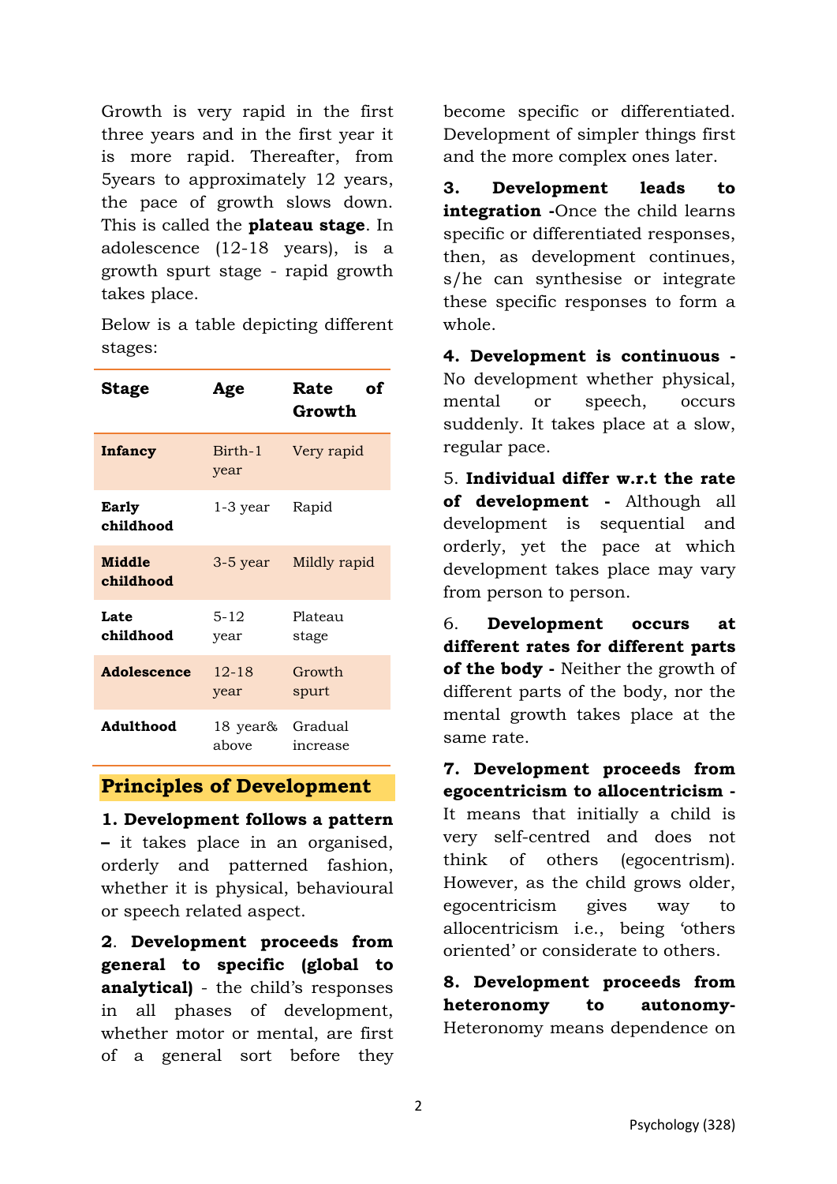Growth is very rapid in the first three years and in the first year it is more rapid. Thereafter, from 5years to approximately 12 years, the pace of growth slows down. This is called the **plateau stage**. In adolescence (12-18 years), is a growth spurt stage - rapid growth takes place.

Below is a table depicting different stages:

| Stage | Age | Rate of Growth |
|---|---|---|
| **Infancy** | Birth-1 year | Very rapid |
| **Early childhood** | 1-3 year | Rapid |
| **Middle childhood** | 3-5 year | Mildly rapid |
| **Late childhood** | 5-12 year | Plateau stage |
| **Adolescence** | 12-18 year | Growth spurt |
| **Adulthood** | 18 year& above | Gradual increase |

## Principles of Development

**1. Development follows a pattern –** it takes place in an organised, orderly and patterned fashion, whether it is physical, behavioural or speech related aspect.

**2. Development proceeds from general to specific (global to analytical)** - the child's responses in all phases of development, whether motor or mental, are first of a general sort before they become specific or differentiated. Development of simpler things first and the more complex ones later.

**3. Development leads to integration -**Once the child learns specific or differentiated responses, then, as development continues, s/he can synthesise or integrate these specific responses to form a whole.

**4. Development is continuous -** No development whether physical, mental or speech, occurs suddenly. It takes place at a slow, regular pace.

5. **Individual differ w.r.t the rate of development -** Although all development is sequential and orderly, yet the pace at which development takes place may vary from person to person.

6. **Development occurs at different rates for different parts of the body -** Neither the growth of different parts of the body, nor the mental growth takes place at the same rate.

**7. Development proceeds from egocentricism to allocentricism -** It means that initially a child is very self-centred and does not think of others (egocentrism). However, as the child grows older, egocentricism gives way to allocentricism i.e., being 'others oriented' or considerate to others.

**8. Development proceeds from heteronomy to autonomy-** Heteronomy means dependence on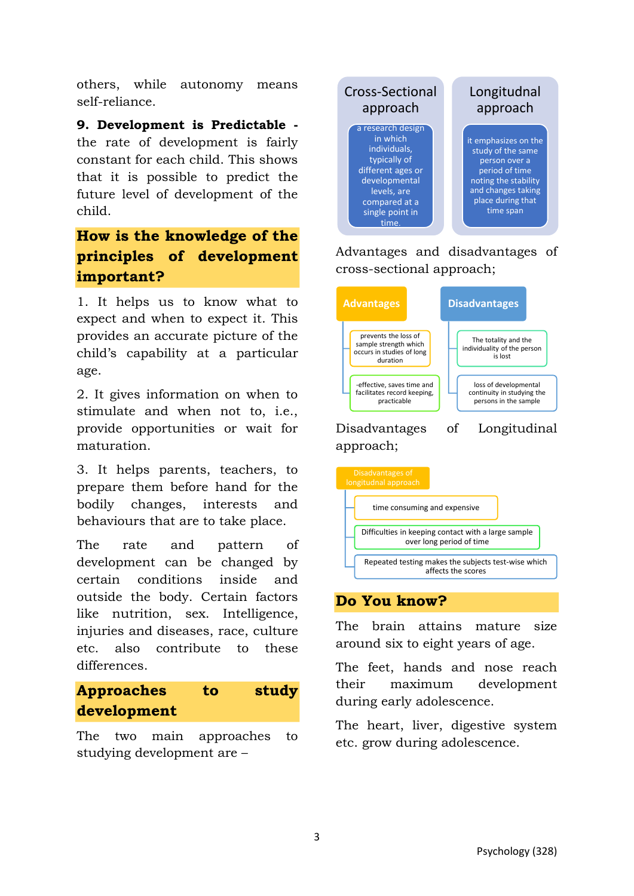others, while autonomy means self-reliance.

**9. Development is Predictable -** the rate of development is fairly constant for each child. This shows that it is possible to predict the future level of development of the child.

## How is the knowledge of the principles of development important?

1. It helps us to know what to expect and when to expect it. This provides an accurate picture of the child's capability at a particular age.

2. It gives information on when to stimulate and when not to, i.e., provide opportunities or wait for maturation.

3. It helps parents, teachers, to prepare them before hand for the bodily changes, interests and behaviours that are to take place.

The rate and pattern of development can be changed by certain conditions inside and outside the body. Certain factors like nutrition, sex. Intelligence, injuries and diseases, race, culture etc. also contribute to these differences.

## Approaches to study development

The two main approaches to studying development are –

**Cross-Sectional approach**: a research design in which individuals, typically of different ages or developmental levels, are compared at a single point in time.

**Longitudnal approach**: it emphasizes on the study of the same person over a period of time noting the stability and changes taking place during that time span

Advantages and disadvantages of cross-sectional approach;

| Advantages | Disadvantages |
|---|---|
| prevents the loss of sample strength which occurs in studies of long duration | The totality and the individuality of the person is lost |
| -effective, saves time and facilitates record keeping, practicable | loss of developmental continuity in studying the persons in the sample |

Disadvantages of Longitudinal approach;

**Disadvantages of longitudnal approach**
- time consuming and expensive
- Difficulties in keeping contact with a large sample over long period of time
- Repeated testing makes the subjects test-wise which affects the scores

## Do You know?

The brain attains mature size around six to eight years of age.

The feet, hands and nose reach their maximum development during early adolescence.

The heart, liver, digestive system etc. grow during adolescence.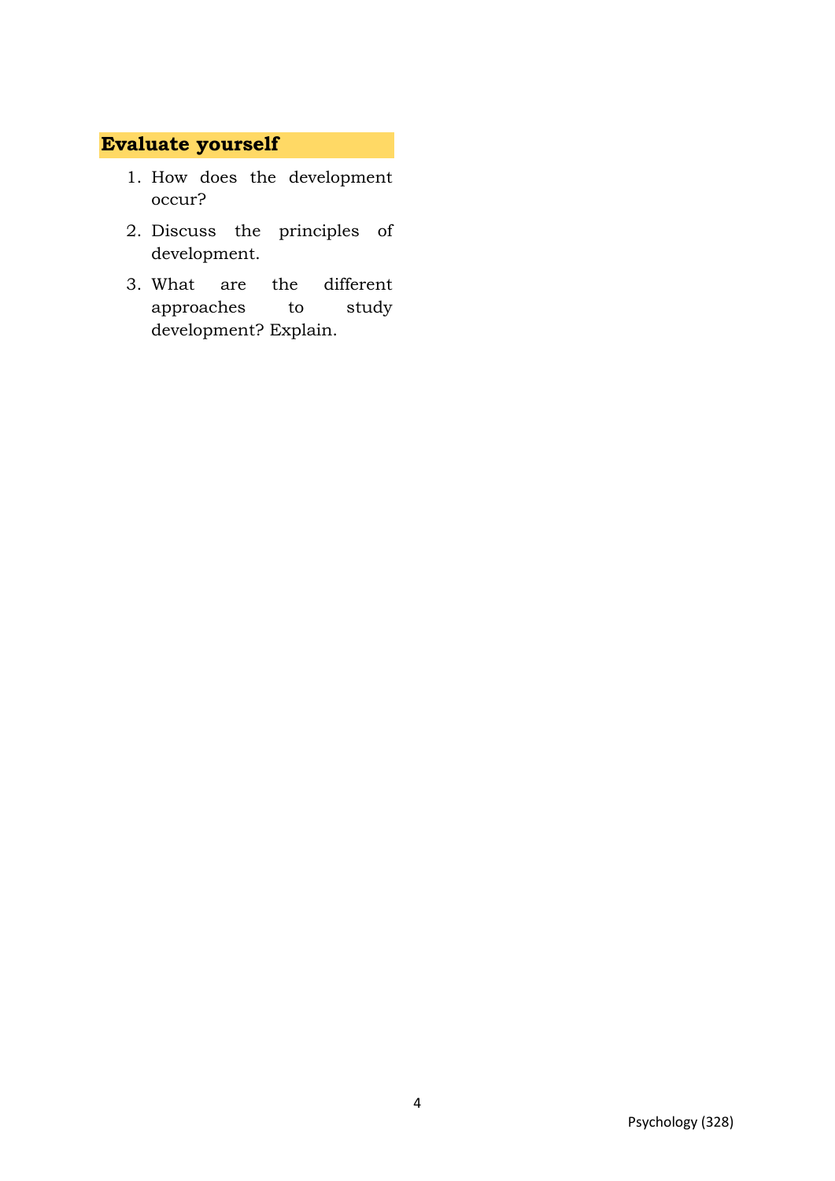## Evaluate yourself

1. How does the development occur?
2. Discuss the principles of development.
3. What are the different approaches to study development? Explain.